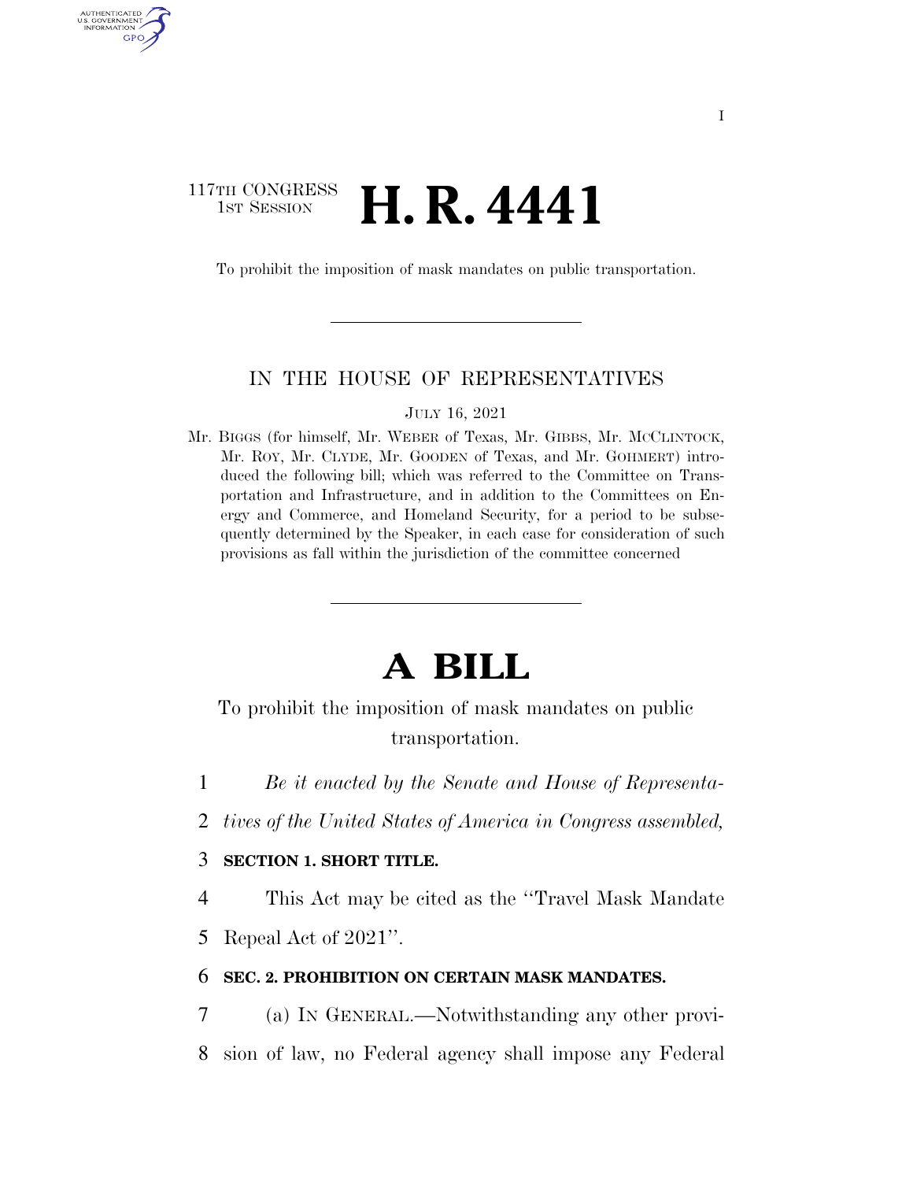117TH CONGRESS
1ST SESSION

# H. R. 4441

To prohibit the imposition of mask mandates on public transportation.

IN THE HOUSE OF REPRESENTATIVES

JULY 16, 2021

Mr. BIGGS (for himself, Mr. WEBER of Texas, Mr. GIBBS, Mr. MCCLINTOCK, Mr. ROY, Mr. CLYDE, Mr. GOODEN of Texas, and Mr. GOHMERT) introduced the following bill; which was referred to the Committee on Transportation and Infrastructure, and in addition to the Committees on Energy and Commerce, and Homeland Security, for a period to be subsequently determined by the Speaker, in each case for consideration of such provisions as fall within the jurisdiction of the committee concerned

# A BILL

To prohibit the imposition of mask mandates on public transportation.

1 *Be it enacted by the Senate and House of Representa-*
2 *tives of the United States of America in Congress assembled,*

3 **SECTION 1. SHORT TITLE.**

4 This Act may be cited as the "Travel Mask Mandate
5 Repeal Act of 2021".

6 **SEC. 2. PROHIBITION ON CERTAIN MASK MANDATES.**

7 (a) IN GENERAL.—Notwithstanding any other provi-
8 sion of law, no Federal agency shall impose any Federal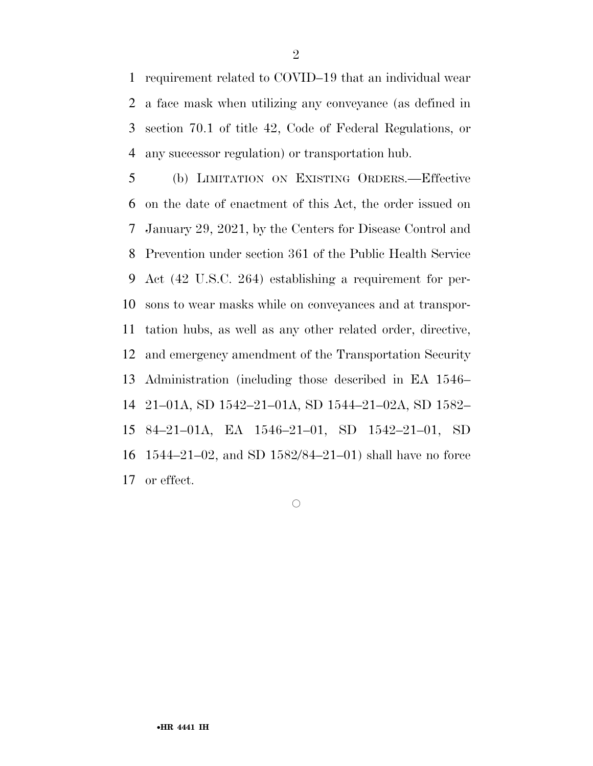requirement related to COVID–19 that an individual wear a face mask when utilizing any conveyance (as defined in section 70.1 of title 42, Code of Federal Regulations, or any successor regulation) or transportation hub.

(b) LIMITATION ON EXISTING ORDERS.—Effective on the date of enactment of this Act, the order issued on January 29, 2021, by the Centers for Disease Control and Prevention under section 361 of the Public Health Service Act (42 U.S.C. 264) establishing a requirement for persons to wear masks while on conveyances and at transportation hubs, as well as any other related order, directive, and emergency amendment of the Transportation Security Administration (including those described in EA 1546–21–01A, SD 1542–21–01A, SD 1544–21–02A, SD 1582–84–21–01A, EA 1546–21–01, SD 1542–21–01, SD 1544–21–02, and SD 1582/84–21–01) shall have no force or effect.

○